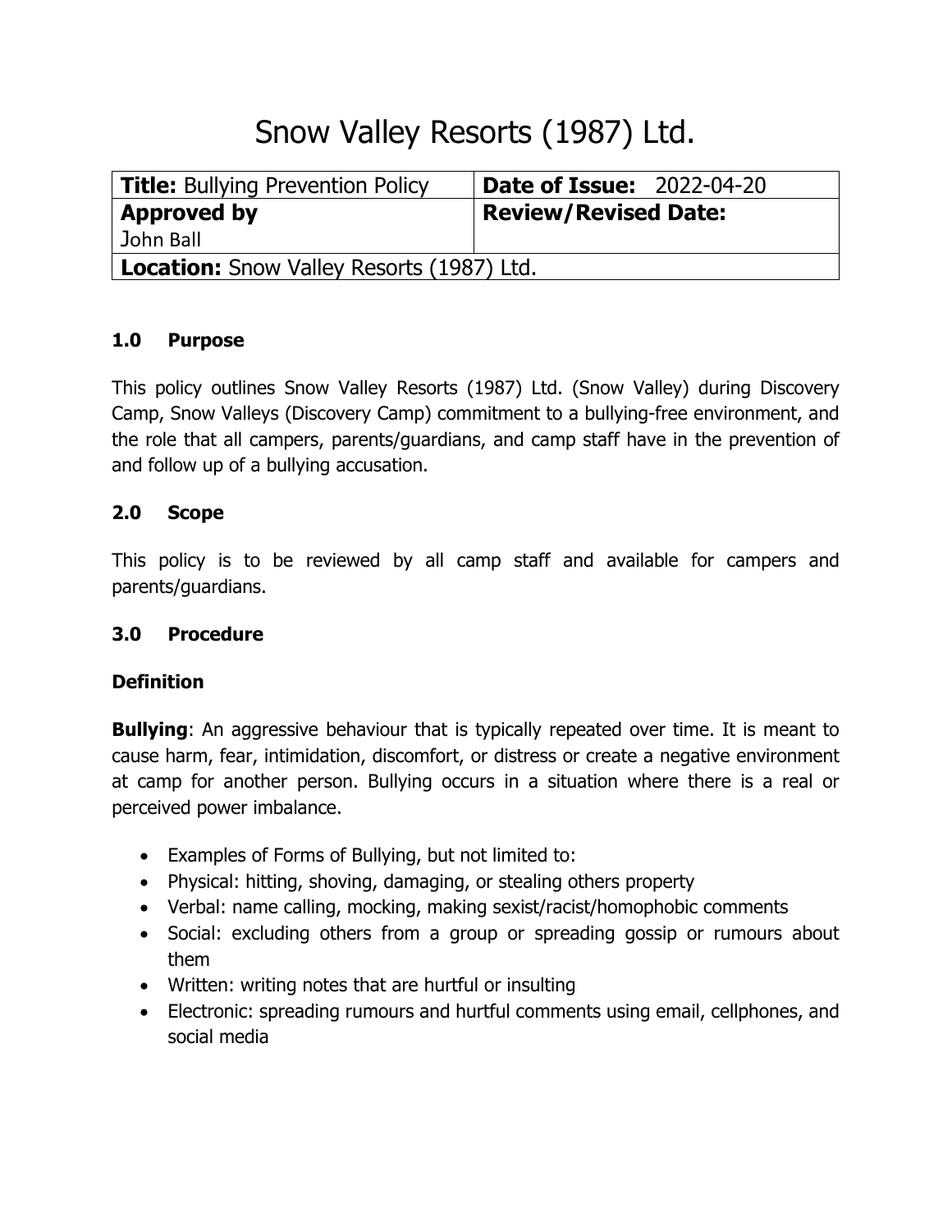# Snow Valley Resorts (1987) Ltd.

| **Title:** Bullying Prevention Policy | **Date of Issue:** 2022-04-20 |
| --- | --- |
| **Approved by** John Ball | **Review/Revised Date:** |
| **Location:** Snow Valley Resorts (1987) Ltd. | |

### 1.0 Purpose

This policy outlines Snow Valley Resorts (1987) Ltd. (Snow Valley) during Discovery Camp, Snow Valleys (Discovery Camp) commitment to a bullying-free environment, and the role that all campers, parents/guardians, and camp staff have in the prevention of and follow up of a bullying accusation.

### 2.0 Scope

This policy is to be reviewed by all camp staff and available for campers and parents/guardians.

### 3.0 Procedure

**Definition**

**Bullying**: An aggressive behaviour that is typically repeated over time. It is meant to cause harm, fear, intimidation, discomfort, or distress or create a negative environment at camp for another person. Bullying occurs in a situation where there is a real or perceived power imbalance.

- Examples of Forms of Bullying, but not limited to:
- Physical: hitting, shoving, damaging, or stealing others property
- Verbal: name calling, mocking, making sexist/racist/homophobic comments
- Social: excluding others from a group or spreading gossip or rumours about them
- Written: writing notes that are hurtful or insulting
- Electronic: spreading rumours and hurtful comments using email, cellphones, and social media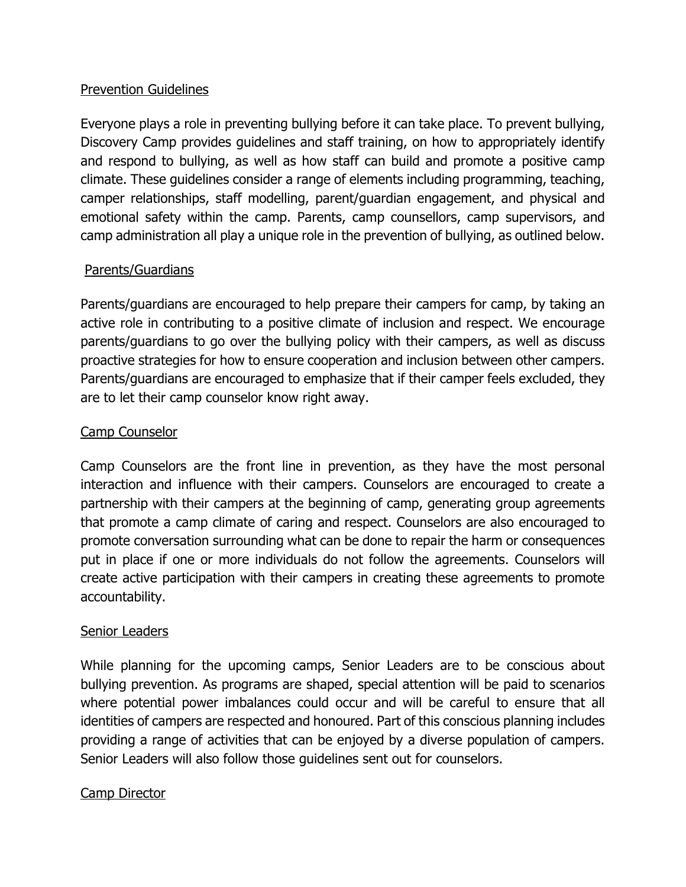## Prevention Guidelines

Everyone plays a role in preventing bullying before it can take place. To prevent bullying, Discovery Camp provides guidelines and staff training, on how to appropriately identify and respond to bullying, as well as how staff can build and promote a positive camp climate. These guidelines consider a range of elements including programming, teaching, camper relationships, staff modelling, parent/guardian engagement, and physical and emotional safety within the camp. Parents, camp counsellors, camp supervisors, and camp administration all play a unique role in the prevention of bullying, as outlined below.

### Parents/Guardians

Parents/guardians are encouraged to help prepare their campers for camp, by taking an active role in contributing to a positive climate of inclusion and respect. We encourage parents/guardians to go over the bullying policy with their campers, as well as discuss proactive strategies for how to ensure cooperation and inclusion between other campers. Parents/guardians are encouraged to emphasize that if their camper feels excluded, they are to let their camp counselor know right away.

### Camp Counselor

Camp Counselors are the front line in prevention, as they have the most personal interaction and influence with their campers. Counselors are encouraged to create a partnership with their campers at the beginning of camp, generating group agreements that promote a camp climate of caring and respect. Counselors are also encouraged to promote conversation surrounding what can be done to repair the harm or consequences put in place if one or more individuals do not follow the agreements. Counselors will create active participation with their campers in creating these agreements to promote accountability.

### Senior Leaders

While planning for the upcoming camps, Senior Leaders are to be conscious about bullying prevention. As programs are shaped, special attention will be paid to scenarios where potential power imbalances could occur and will be careful to ensure that all identities of campers are respected and honoured. Part of this conscious planning includes providing a range of activities that can be enjoyed by a diverse population of campers. Senior Leaders will also follow those guidelines sent out for counselors.

### Camp Director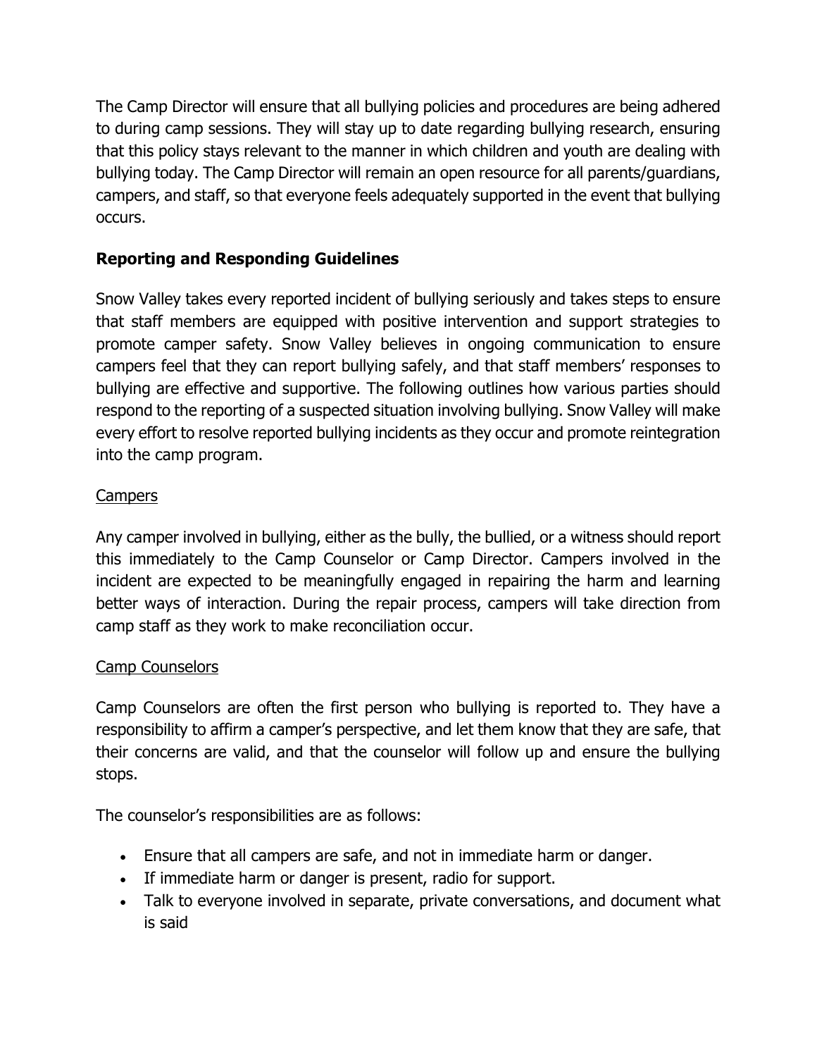The Camp Director will ensure that all bullying policies and procedures are being adhered to during camp sessions. They will stay up to date regarding bullying research, ensuring that this policy stays relevant to the manner in which children and youth are dealing with bullying today. The Camp Director will remain an open resource for all parents/guardians, campers, and staff, so that everyone feels adequately supported in the event that bullying occurs.

### Reporting and Responding Guidelines

Snow Valley takes every reported incident of bullying seriously and takes steps to ensure that staff members are equipped with positive intervention and support strategies to promote camper safety. Snow Valley believes in ongoing communication to ensure campers feel that they can report bullying safely, and that staff members' responses to bullying are effective and supportive. The following outlines how various parties should respond to the reporting of a suspected situation involving bullying. Snow Valley will make every effort to resolve reported bullying incidents as they occur and promote reintegration into the camp program.

#### Campers

Any camper involved in bullying, either as the bully, the bullied, or a witness should report this immediately to the Camp Counselor or Camp Director. Campers involved in the incident are expected to be meaningfully engaged in repairing the harm and learning better ways of interaction. During the repair process, campers will take direction from camp staff as they work to make reconciliation occur.

#### Camp Counselors

Camp Counselors are often the first person who bullying is reported to. They have a responsibility to affirm a camper's perspective, and let them know that they are safe, that their concerns are valid, and that the counselor will follow up and ensure the bullying stops.

The counselor's responsibilities are as follows:

- Ensure that all campers are safe, and not in immediate harm or danger.
- If immediate harm or danger is present, radio for support.
- Talk to everyone involved in separate, private conversations, and document what is said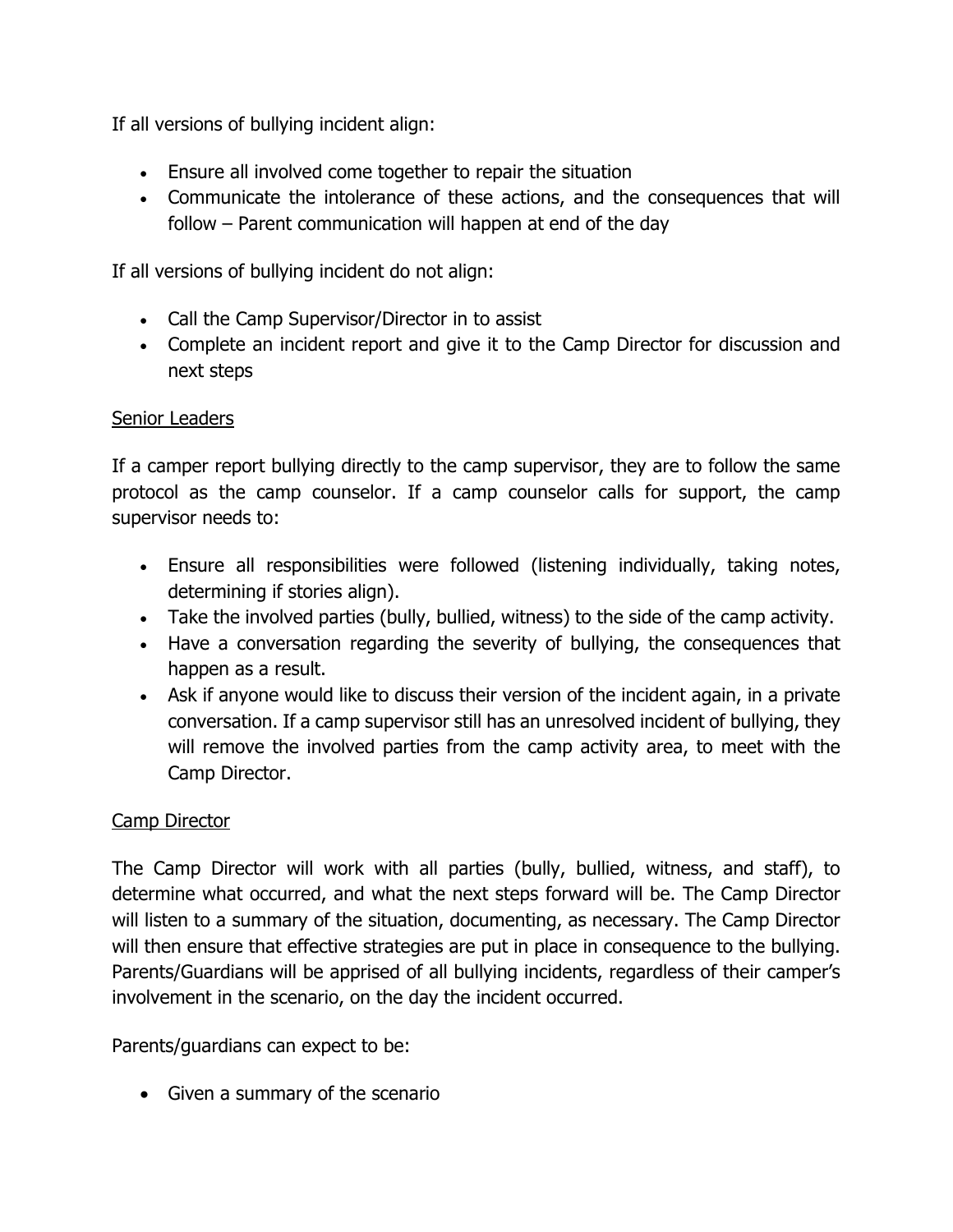If all versions of bullying incident align:

- Ensure all involved come together to repair the situation
- Communicate the intolerance of these actions, and the consequences that will follow – Parent communication will happen at end of the day

If all versions of bullying incident do not align:

- Call the Camp Supervisor/Director in to assist
- Complete an incident report and give it to the Camp Director for discussion and next steps

<u>Senior Leaders</u>

If a camper report bullying directly to the camp supervisor, they are to follow the same protocol as the camp counselor. If a camp counselor calls for support, the camp supervisor needs to:

- Ensure all responsibilities were followed (listening individually, taking notes, determining if stories align).
- Take the involved parties (bully, bullied, witness) to the side of the camp activity.
- Have a conversation regarding the severity of bullying, the consequences that happen as a result.
- Ask if anyone would like to discuss their version of the incident again, in a private conversation. If a camp supervisor still has an unresolved incident of bullying, they will remove the involved parties from the camp activity area, to meet with the Camp Director.

<u>Camp Director</u>

The Camp Director will work with all parties (bully, bullied, witness, and staff), to determine what occurred, and what the next steps forward will be. The Camp Director will listen to a summary of the situation, documenting, as necessary. The Camp Director will then ensure that effective strategies are put in place in consequence to the bullying. Parents/Guardians will be apprised of all bullying incidents, regardless of their camper's involvement in the scenario, on the day the incident occurred.

Parents/guardians can expect to be:

- Given a summary of the scenario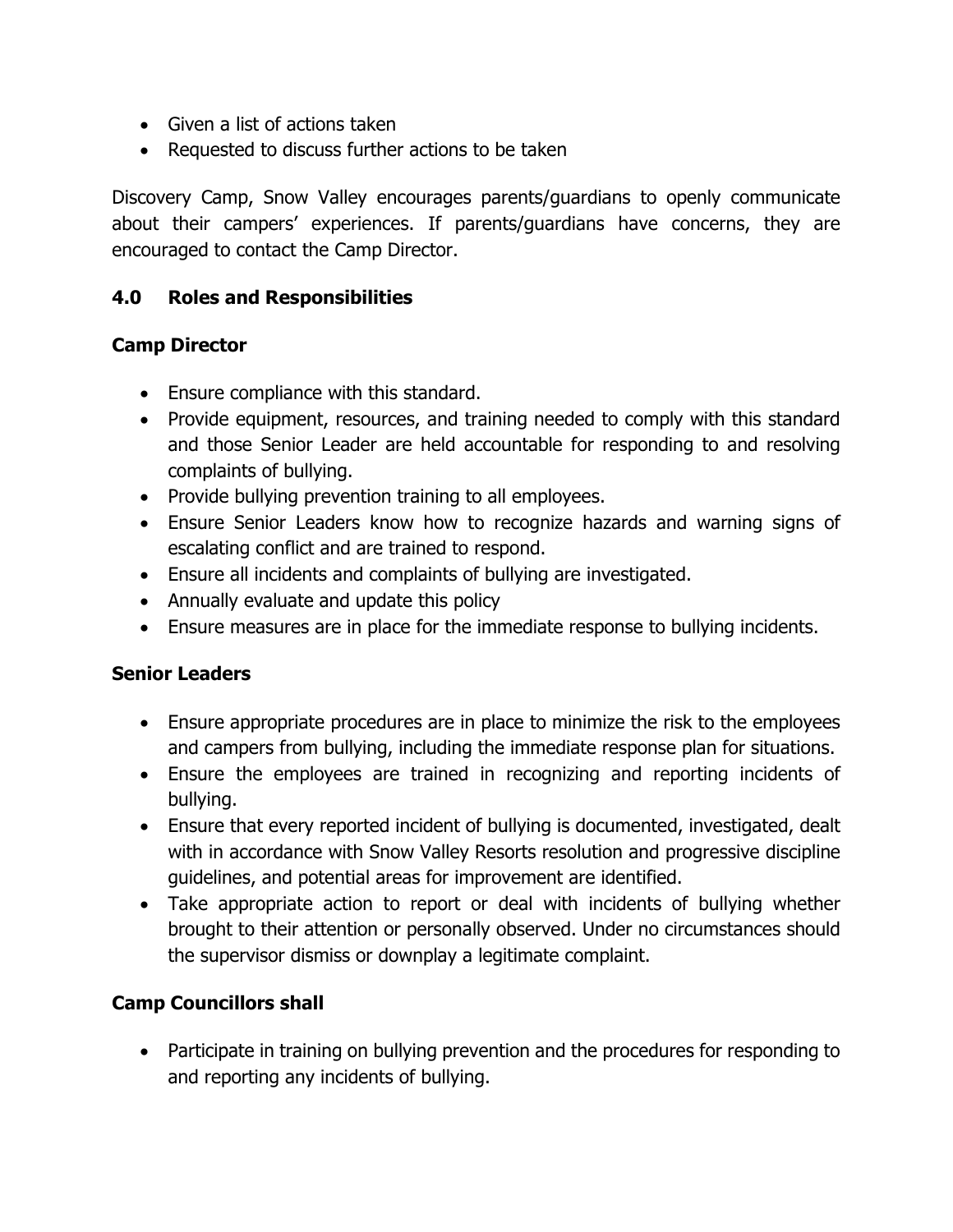- Given a list of actions taken
- Requested to discuss further actions to be taken

Discovery Camp, Snow Valley encourages parents/guardians to openly communicate about their campers' experiences. If parents/guardians have concerns, they are encouraged to contact the Camp Director.

## 4.0 Roles and Responsibilities

### Camp Director

- Ensure compliance with this standard.
- Provide equipment, resources, and training needed to comply with this standard and those Senior Leader are held accountable for responding to and resolving complaints of bullying.
- Provide bullying prevention training to all employees.
- Ensure Senior Leaders know how to recognize hazards and warning signs of escalating conflict and are trained to respond.
- Ensure all incidents and complaints of bullying are investigated.
- Annually evaluate and update this policy
- Ensure measures are in place for the immediate response to bullying incidents.

### Senior Leaders

- Ensure appropriate procedures are in place to minimize the risk to the employees and campers from bullying, including the immediate response plan for situations.
- Ensure the employees are trained in recognizing and reporting incidents of bullying.
- Ensure that every reported incident of bullying is documented, investigated, dealt with in accordance with Snow Valley Resorts resolution and progressive discipline guidelines, and potential areas for improvement are identified.
- Take appropriate action to report or deal with incidents of bullying whether brought to their attention or personally observed. Under no circumstances should the supervisor dismiss or downplay a legitimate complaint.

### Camp Councillors shall

- Participate in training on bullying prevention and the procedures for responding to and reporting any incidents of bullying.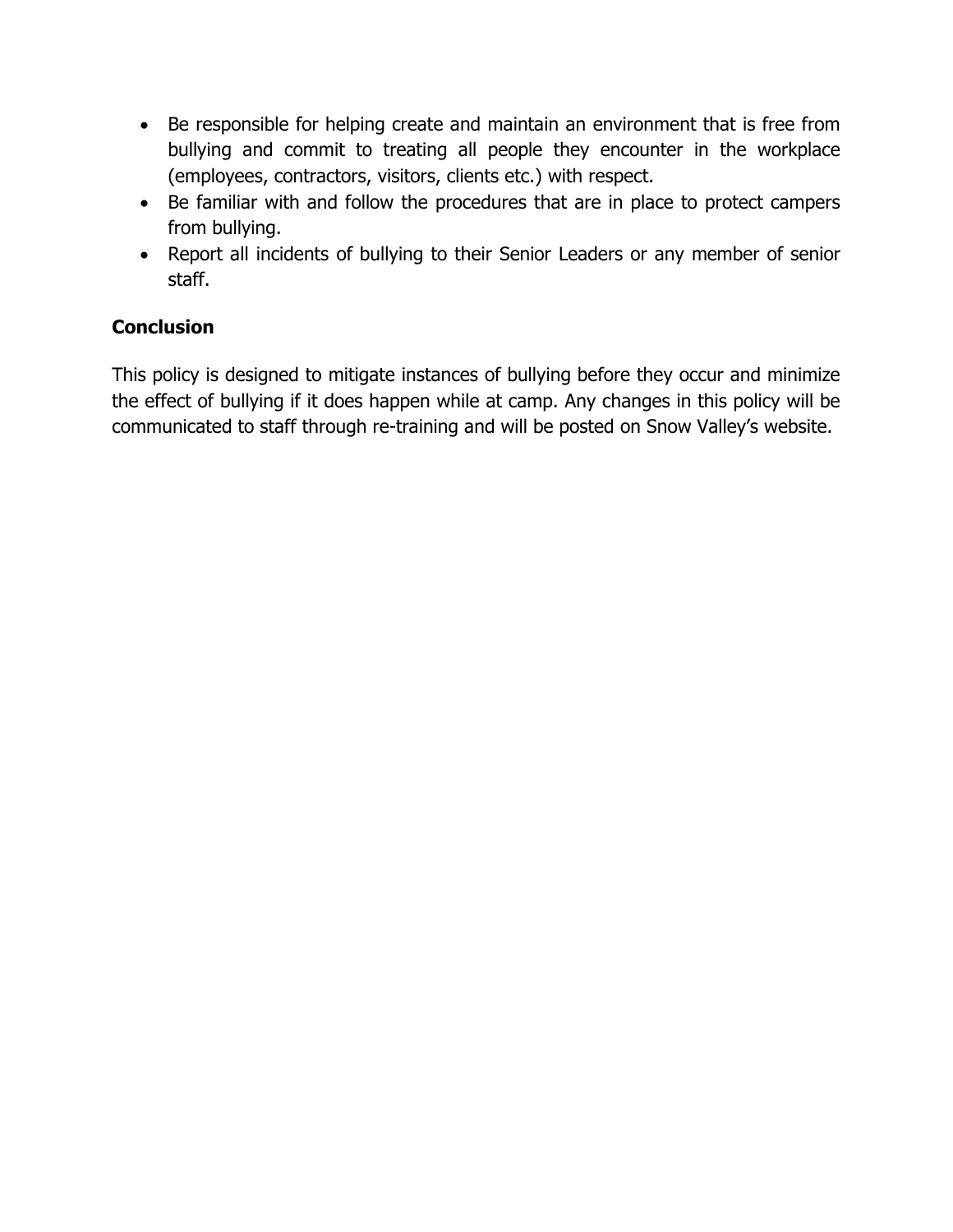- Be responsible for helping create and maintain an environment that is free from bullying and commit to treating all people they encounter in the workplace (employees, contractors, visitors, clients etc.) with respect.
- Be familiar with and follow the procedures that are in place to protect campers from bullying.
- Report all incidents of bullying to their Senior Leaders or any member of senior staff.

### Conclusion

This policy is designed to mitigate instances of bullying before they occur and minimize the effect of bullying if it does happen while at camp. Any changes in this policy will be communicated to staff through re-training and will be posted on Snow Valley's website.